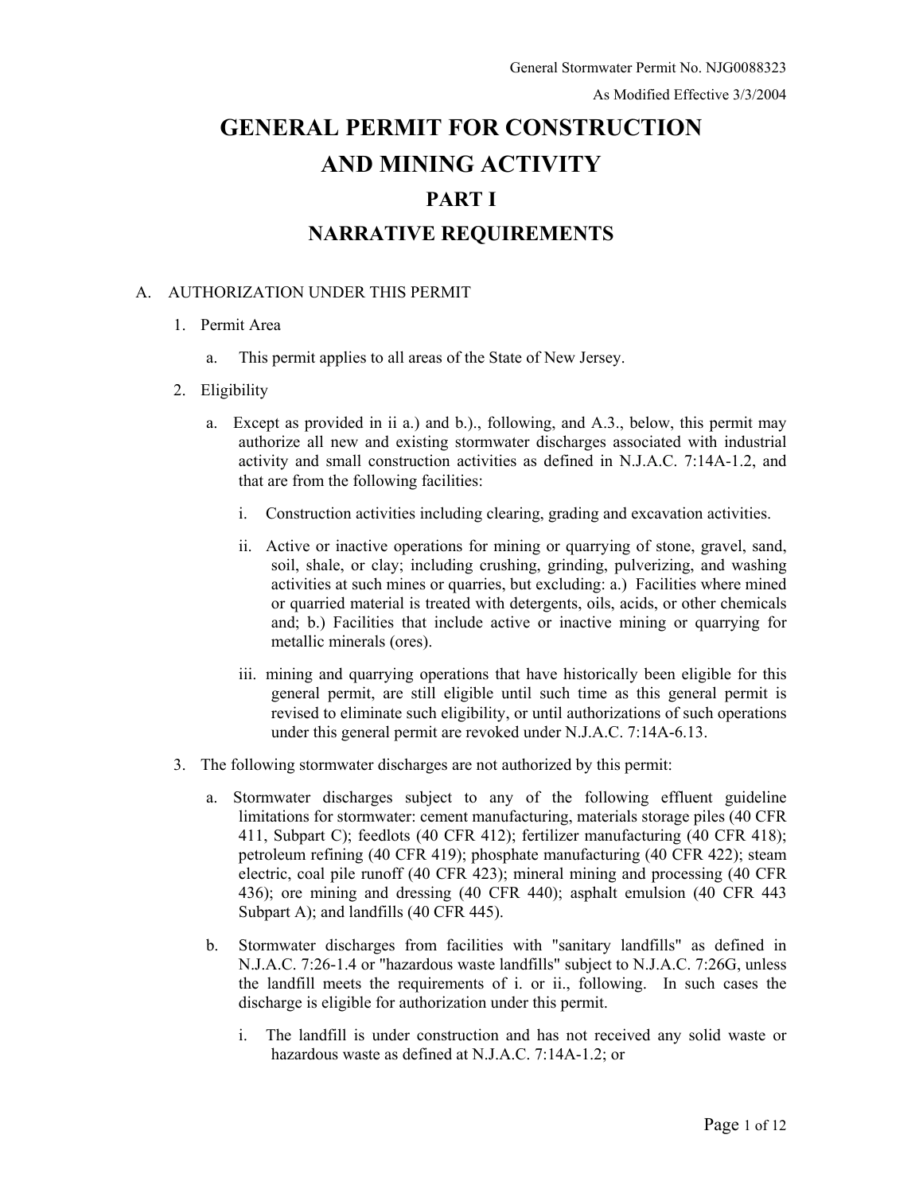General Stormwater Permit No. NJG0088323

As Modified Effective 3/3/2004

# GENERAL PERMIT FOR CONSTRUCTION AND MINING ACTIVITY

## PART I

## NARRATIVE REQUIREMENTS

A. AUTHORIZATION UNDER THIS PERMIT

1. Permit Area

   a. This permit applies to all areas of the State of New Jersey.

2. Eligibility

   a. Except as provided in ii a.) and b.)., following, and A.3., below, this permit may authorize all new and existing stormwater discharges associated with industrial activity and small construction activities as defined in N.J.A.C. 7:14A-1.2, and that are from the following facilities:

      i. Construction activities including clearing, grading and excavation activities.

      ii. Active or inactive operations for mining or quarrying of stone, gravel, sand, soil, shale, or clay; including crushing, grinding, pulverizing, and washing activities at such mines or quarries, but excluding: a.) Facilities where mined or quarried material is treated with detergents, oils, acids, or other chemicals and; b.) Facilities that include active or inactive mining or quarrying for metallic minerals (ores).

      iii. mining and quarrying operations that have historically been eligible for this general permit, are still eligible until such time as this general permit is revised to eliminate such eligibility, or until authorizations of such operations under this general permit are revoked under N.J.A.C. 7:14A-6.13.

3. The following stormwater discharges are not authorized by this permit:

   a. Stormwater discharges subject to any of the following effluent guideline limitations for stormwater: cement manufacturing, materials storage piles (40 CFR 411, Subpart C); feedlots (40 CFR 412); fertilizer manufacturing (40 CFR 418); petroleum refining (40 CFR 419); phosphate manufacturing (40 CFR 422); steam electric, coal pile runoff (40 CFR 423); mineral mining and processing (40 CFR 436); ore mining and dressing (40 CFR 440); asphalt emulsion (40 CFR 443 Subpart A); and landfills (40 CFR 445).

   b. Stormwater discharges from facilities with "sanitary landfills" as defined in N.J.A.C. 7:26-1.4 or "hazardous waste landfills" subject to N.J.A.C. 7:26G, unless the landfill meets the requirements of i. or ii., following. In such cases the discharge is eligible for authorization under this permit.

      i. The landfill is under construction and has not received any solid waste or hazardous waste as defined at N.J.A.C. 7:14A-1.2; or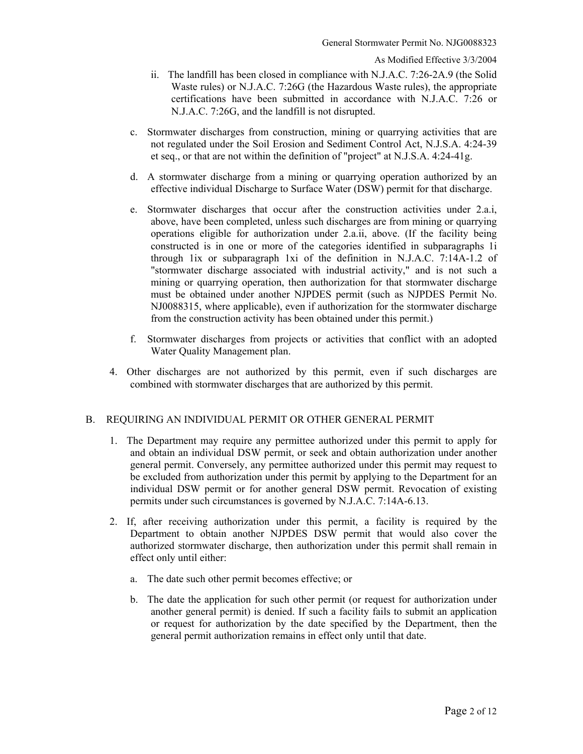ii. The landfill has been closed in compliance with N.J.A.C. 7:26-2A.9 (the Solid Waste rules) or N.J.A.C. 7:26G (the Hazardous Waste rules), the appropriate certifications have been submitted in accordance with N.J.A.C. 7:26 or N.J.A.C. 7:26G, and the landfill is not disrupted.

c. Stormwater discharges from construction, mining or quarrying activities that are not regulated under the Soil Erosion and Sediment Control Act, N.J.S.A. 4:24-39 et seq., or that are not within the definition of "project" at N.J.S.A. 4:24-41g.

d. A stormwater discharge from a mining or quarrying operation authorized by an effective individual Discharge to Surface Water (DSW) permit for that discharge.

e. Stormwater discharges that occur after the construction activities under 2.a.i, above, have been completed, unless such discharges are from mining or quarrying operations eligible for authorization under 2.a.ii, above. (If the facility being constructed is in one or more of the categories identified in subparagraphs 1i through 1ix or subparagraph 1xi of the definition in N.J.A.C. 7:14A-1.2 of "stormwater discharge associated with industrial activity," and is not such a mining or quarrying operation, then authorization for that stormwater discharge must be obtained under another NJPDES permit (such as NJPDES Permit No. NJ0088315, where applicable), even if authorization for the stormwater discharge from the construction activity has been obtained under this permit.)

f. Stormwater discharges from projects or activities that conflict with an adopted Water Quality Management plan.

4. Other discharges are not authorized by this permit, even if such discharges are combined with stormwater discharges that are authorized by this permit.

## B. REQUIRING AN INDIVIDUAL PERMIT OR OTHER GENERAL PERMIT

1. The Department may require any permittee authorized under this permit to apply for and obtain an individual DSW permit, or seek and obtain authorization under another general permit. Conversely, any permittee authorized under this permit may request to be excluded from authorization under this permit by applying to the Department for an individual DSW permit or for another general DSW permit. Revocation of existing permits under such circumstances is governed by N.J.A.C. 7:14A-6.13.

2. If, after receiving authorization under this permit, a facility is required by the Department to obtain another NJPDES DSW permit that would also cover the authorized stormwater discharge, then authorization under this permit shall remain in effect only until either:

   a. The date such other permit becomes effective; or

   b. The date the application for such other permit (or request for authorization under another general permit) is denied. If such a facility fails to submit an application or request for authorization by the date specified by the Department, then the general permit authorization remains in effect only until that date.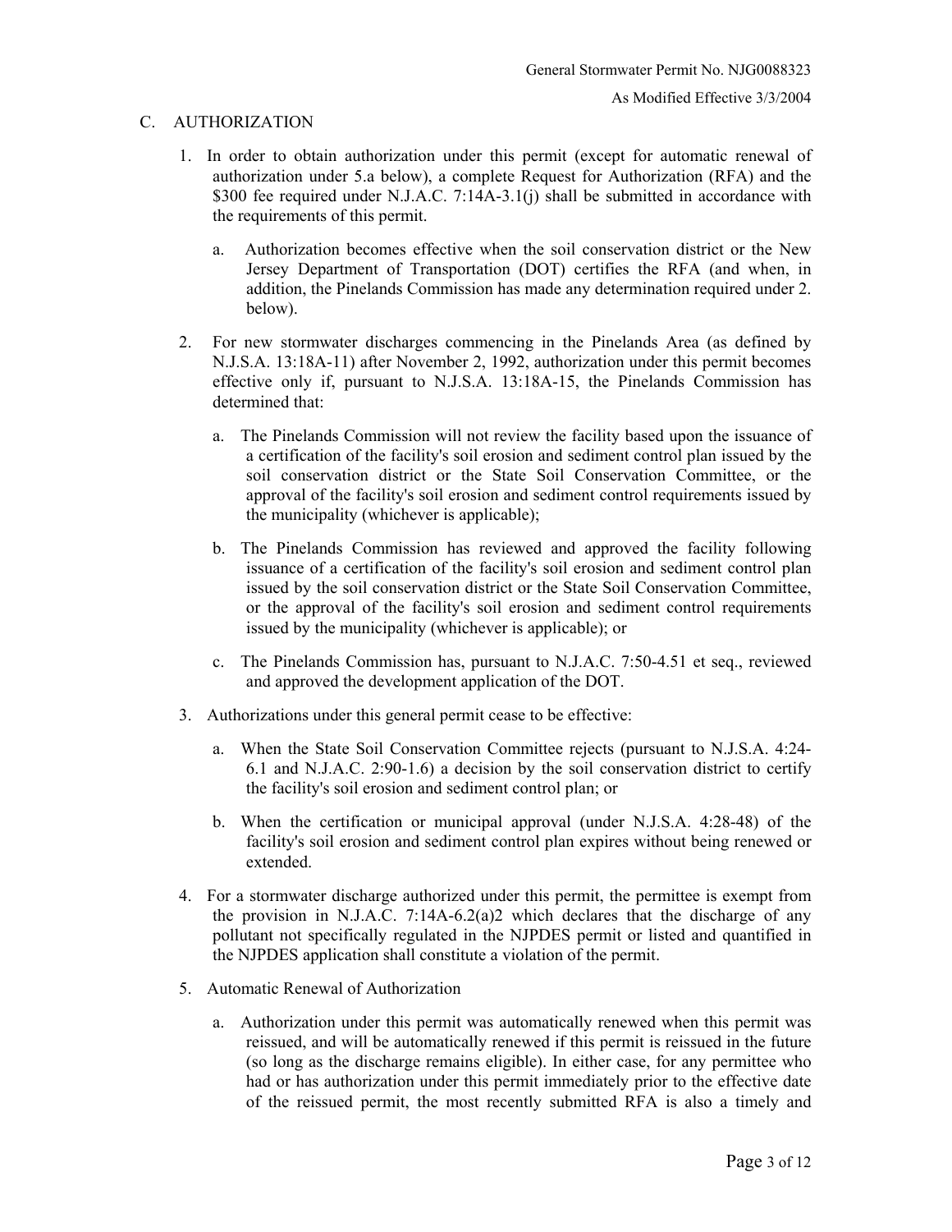## C. AUTHORIZATION

1. In order to obtain authorization under this permit (except for automatic renewal of authorization under 5.a below), a complete Request for Authorization (RFA) and the $300 fee required under N.J.A.C. 7:14A-3.1(j) shall be submitted in accordance with the requirements of this permit.

   a. Authorization becomes effective when the soil conservation district or the New Jersey Department of Transportation (DOT) certifies the RFA (and when, in addition, the Pinelands Commission has made any determination required under 2. below).

2. For new stormwater discharges commencing in the Pinelands Area (as defined by N.J.S.A. 13:18A-11) after November 2, 1992, authorization under this permit becomes effective only if, pursuant to N.J.S.A. 13:18A-15, the Pinelands Commission has determined that:

   a. The Pinelands Commission will not review the facility based upon the issuance of a certification of the facility's soil erosion and sediment control plan issued by the soil conservation district or the State Soil Conservation Committee, or the approval of the facility's soil erosion and sediment control requirements issued by the municipality (whichever is applicable);

   b. The Pinelands Commission has reviewed and approved the facility following issuance of a certification of the facility's soil erosion and sediment control plan issued by the soil conservation district or the State Soil Conservation Committee, or the approval of the facility's soil erosion and sediment control requirements issued by the municipality (whichever is applicable); or

   c. The Pinelands Commission has, pursuant to N.J.A.C. 7:50-4.51 et seq., reviewed and approved the development application of the DOT.

3. Authorizations under this general permit cease to be effective:

   a. When the State Soil Conservation Committee rejects (pursuant to N.J.S.A. 4:24-6.1 and N.J.A.C. 2:90-1.6) a decision by the soil conservation district to certify the facility's soil erosion and sediment control plan; or

   b. When the certification or municipal approval (under N.J.S.A. 4:28-48) of the facility's soil erosion and sediment control plan expires without being renewed or extended.

4. For a stormwater discharge authorized under this permit, the permittee is exempt from the provision in N.J.A.C. 7:14A-6.2(a)2 which declares that the discharge of any pollutant not specifically regulated in the NJPDES permit or listed and quantified in the NJPDES application shall constitute a violation of the permit.

5. Automatic Renewal of Authorization

   a. Authorization under this permit was automatically renewed when this permit was reissued, and will be automatically renewed if this permit is reissued in the future (so long as the discharge remains eligible). In either case, for any permittee who had or has authorization under this permit immediately prior to the effective date of the reissued permit, the most recently submitted RFA is also a timely and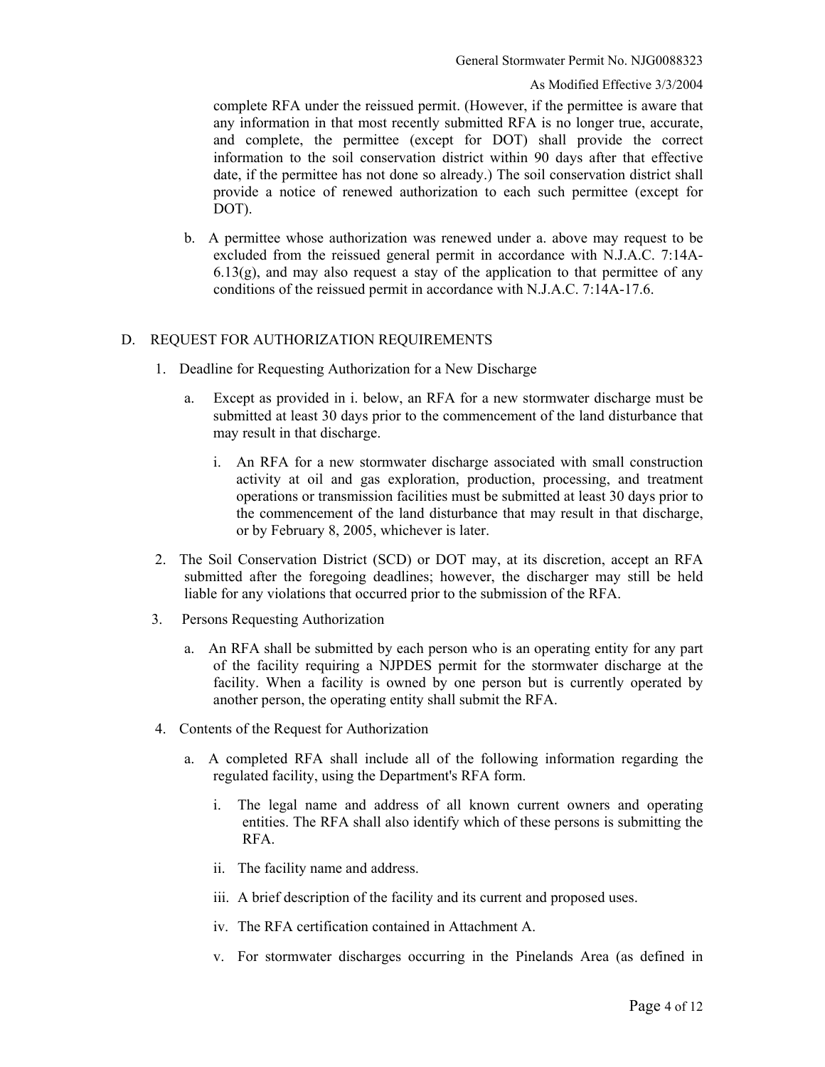complete RFA under the reissued permit. (However, if the permittee is aware that any information in that most recently submitted RFA is no longer true, accurate, and complete, the permittee (except for DOT) shall provide the correct information to the soil conservation district within 90 days after that effective date, if the permittee has not done so already.) The soil conservation district shall provide a notice of renewed authorization to each such permittee (except for DOT).

b. A permittee whose authorization was renewed under a. above may request to be excluded from the reissued general permit in accordance with N.J.A.C. 7:14A-6.13(g), and may also request a stay of the application to that permittee of any conditions of the reissued permit in accordance with N.J.A.C. 7:14A-17.6.

## D. REQUEST FOR AUTHORIZATION REQUIREMENTS

1. Deadline for Requesting Authorization for a New Discharge

   a. Except as provided in i. below, an RFA for a new stormwater discharge must be submitted at least 30 days prior to the commencement of the land disturbance that may result in that discharge.

      i. An RFA for a new stormwater discharge associated with small construction activity at oil and gas exploration, production, processing, and treatment operations or transmission facilities must be submitted at least 30 days prior to the commencement of the land disturbance that may result in that discharge, or by February 8, 2005, whichever is later.

2. The Soil Conservation District (SCD) or DOT may, at its discretion, accept an RFA submitted after the foregoing deadlines; however, the discharger may still be held liable for any violations that occurred prior to the submission of the RFA.

3. Persons Requesting Authorization

   a. An RFA shall be submitted by each person who is an operating entity for any part of the facility requiring a NJPDES permit for the stormwater discharge at the facility. When a facility is owned by one person but is currently operated by another person, the operating entity shall submit the RFA.

4. Contents of the Request for Authorization

   a. A completed RFA shall include all of the following information regarding the regulated facility, using the Department's RFA form.

      i. The legal name and address of all known current owners and operating entities. The RFA shall also identify which of these persons is submitting the RFA.

      ii. The facility name and address.

      iii. A brief description of the facility and its current and proposed uses.

      iv. The RFA certification contained in Attachment A.

      v. For stormwater discharges occurring in the Pinelands Area (as defined in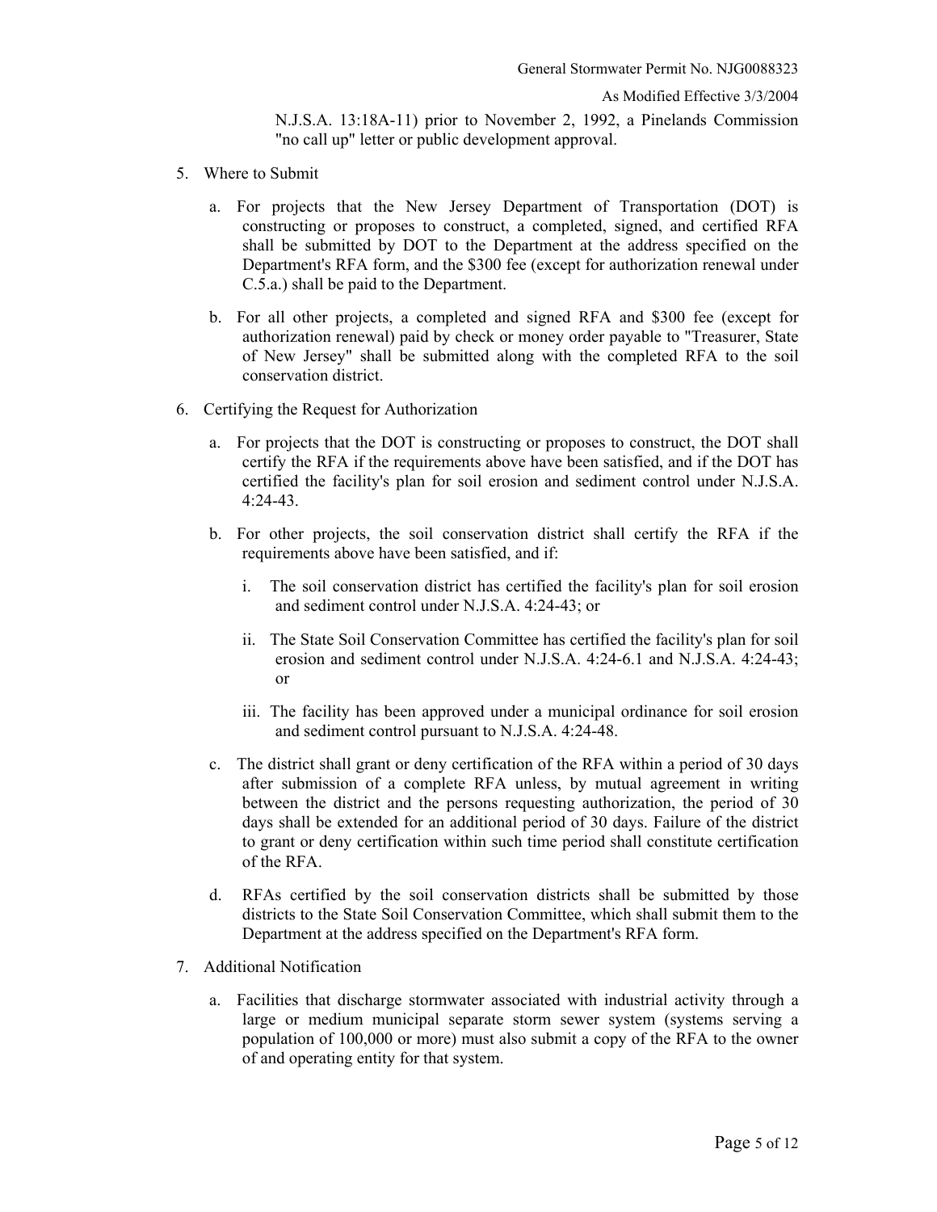N.J.S.A. 13:18A-11) prior to November 2, 1992, a Pinelands Commission "no call up" letter or public development approval.

5. Where to Submit

   a. For projects that the New Jersey Department of Transportation (DOT) is constructing or proposes to construct, a completed, signed, and certified RFA shall be submitted by DOT to the Department at the address specified on the Department's RFA form, and the $300 fee (except for authorization renewal under C.5.a.) shall be paid to the Department.

   b. For all other projects, a completed and signed RFA and $300 fee (except for authorization renewal) paid by check or money order payable to "Treasurer, State of New Jersey" shall be submitted along with the completed RFA to the soil conservation district.

6. Certifying the Request for Authorization

   a. For projects that the DOT is constructing or proposes to construct, the DOT shall certify the RFA if the requirements above have been satisfied, and if the DOT has certified the facility's plan for soil erosion and sediment control under N.J.S.A. 4:24-43.

   b. For other projects, the soil conservation district shall certify the RFA if the requirements above have been satisfied, and if:

      i. The soil conservation district has certified the facility's plan for soil erosion and sediment control under N.J.S.A. 4:24-43; or

      ii. The State Soil Conservation Committee has certified the facility's plan for soil erosion and sediment control under N.J.S.A. 4:24-6.1 and N.J.S.A. 4:24-43; or

      iii. The facility has been approved under a municipal ordinance for soil erosion and sediment control pursuant to N.J.S.A. 4:24-48.

   c. The district shall grant or deny certification of the RFA within a period of 30 days after submission of a complete RFA unless, by mutual agreement in writing between the district and the persons requesting authorization, the period of 30 days shall be extended for an additional period of 30 days. Failure of the district to grant or deny certification within such time period shall constitute certification of the RFA.

   d. RFAs certified by the soil conservation districts shall be submitted by those districts to the State Soil Conservation Committee, which shall submit them to the Department at the address specified on the Department's RFA form.

7. Additional Notification

   a. Facilities that discharge stormwater associated with industrial activity through a large or medium municipal separate storm sewer system (systems serving a population of 100,000 or more) must also submit a copy of the RFA to the owner of and operating entity for that system.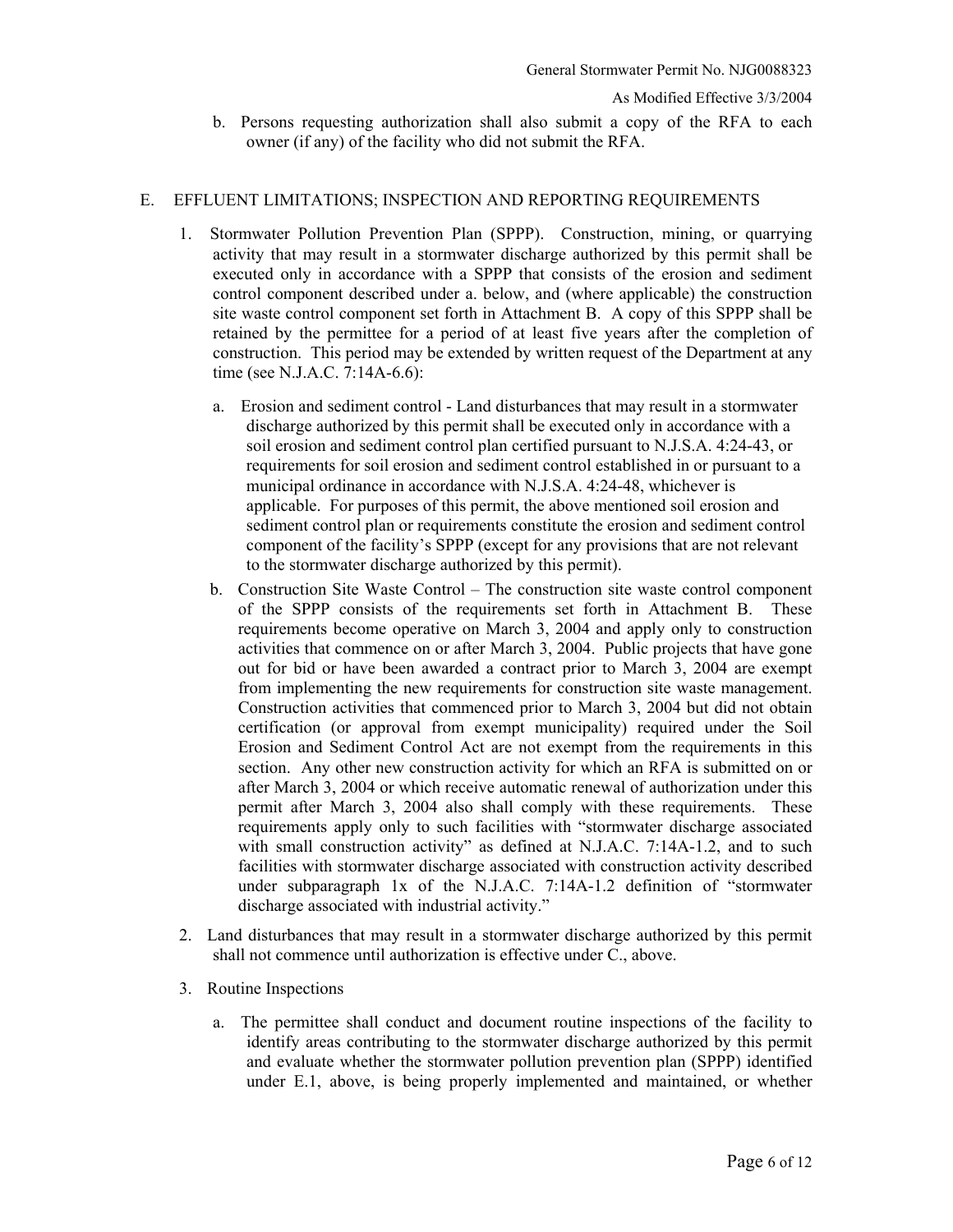b. Persons requesting authorization shall also submit a copy of the RFA to each owner (if any) of the facility who did not submit the RFA.

## E. EFFLUENT LIMITATIONS; INSPECTION AND REPORTING REQUIREMENTS

1. Stormwater Pollution Prevention Plan (SPPP). Construction, mining, or quarrying activity that may result in a stormwater discharge authorized by this permit shall be executed only in accordance with a SPPP that consists of the erosion and sediment control component described under a. below, and (where applicable) the construction site waste control component set forth in Attachment B. A copy of this SPPP shall be retained by the permittee for a period of at least five years after the completion of construction. This period may be extended by written request of the Department at any time (see N.J.A.C. 7:14A-6.6):

   a. Erosion and sediment control - Land disturbances that may result in a stormwater discharge authorized by this permit shall be executed only in accordance with a soil erosion and sediment control plan certified pursuant to N.J.S.A. 4:24-43, or requirements for soil erosion and sediment control established in or pursuant to a municipal ordinance in accordance with N.J.S.A. 4:24-48, whichever is applicable. For purposes of this permit, the above mentioned soil erosion and sediment control plan or requirements constitute the erosion and sediment control component of the facility's SPPP (except for any provisions that are not relevant to the stormwater discharge authorized by this permit).

   b. Construction Site Waste Control – The construction site waste control component of the SPPP consists of the requirements set forth in Attachment B. These requirements become operative on March 3, 2004 and apply only to construction activities that commence on or after March 3, 2004. Public projects that have gone out for bid or have been awarded a contract prior to March 3, 2004 are exempt from implementing the new requirements for construction site waste management. Construction activities that commenced prior to March 3, 2004 but did not obtain certification (or approval from exempt municipality) required under the Soil Erosion and Sediment Control Act are not exempt from the requirements in this section. Any other new construction activity for which an RFA is submitted on or after March 3, 2004 or which receive automatic renewal of authorization under this permit after March 3, 2004 also shall comply with these requirements. These requirements apply only to such facilities with "stormwater discharge associated with small construction activity" as defined at N.J.A.C. 7:14A-1.2, and to such facilities with stormwater discharge associated with construction activity described under subparagraph 1x of the N.J.A.C. 7:14A-1.2 definition of "stormwater discharge associated with industrial activity."

2. Land disturbances that may result in a stormwater discharge authorized by this permit shall not commence until authorization is effective under C., above.

3. Routine Inspections

   a. The permittee shall conduct and document routine inspections of the facility to identify areas contributing to the stormwater discharge authorized by this permit and evaluate whether the stormwater pollution prevention plan (SPPP) identified under E.1, above, is being properly implemented and maintained, or whether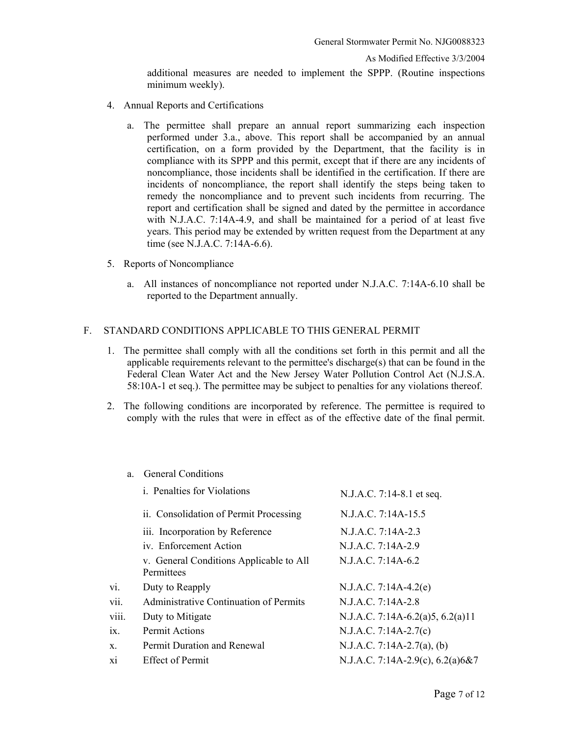additional measures are needed to implement the SPPP. (Routine inspections minimum weekly).

4. Annual Reports and Certifications

   a. The permittee shall prepare an annual report summarizing each inspection performed under 3.a., above. This report shall be accompanied by an annual certification, on a form provided by the Department, that the facility is in compliance with its SPPP and this permit, except that if there are any incidents of noncompliance, those incidents shall be identified in the certification. If there are incidents of noncompliance, the report shall identify the steps being taken to remedy the noncompliance and to prevent such incidents from recurring. The report and certification shall be signed and dated by the permittee in accordance with N.J.A.C. 7:14A-4.9, and shall be maintained for a period of at least five years. This period may be extended by written request from the Department at any time (see N.J.A.C. 7:14A-6.6).

5. Reports of Noncompliance

   a. All instances of noncompliance not reported under N.J.A.C. 7:14A-6.10 shall be reported to the Department annually.

F. STANDARD CONDITIONS APPLICABLE TO THIS GENERAL PERMIT

1. The permittee shall comply with all the conditions set forth in this permit and all the applicable requirements relevant to the permittee's discharge(s) that can be found in the Federal Clean Water Act and the New Jersey Water Pollution Control Act (N.J.S.A. 58:10A-1 et seq.). The permittee may be subject to penalties for any violations thereof.

2. The following conditions are incorporated by reference. The permittee is required to comply with the rules that were in effect as of the effective date of the final permit.

   a. General Conditions

| | Condition | Reference |
|---|---|---|
| i. | Penalties for Violations | N.J.A.C. 7:14-8.1 et seq. |
| ii. | Consolidation of Permit Processing | N.J.A.C. 7:14A-15.5 |
| iii. | Incorporation by Reference | N.J.A.C. 7:14A-2.3 |
| iv. | Enforcement Action | N.J.A.C. 7:14A-2.9 |
| v. | General Conditions Applicable to All Permittees | N.J.A.C. 7:14A-6.2 |
| vi. | Duty to Reapply | N.J.A.C. 7:14A-4.2(e) |
| vii. | Administrative Continuation of Permits | N.J.A.C. 7:14A-2.8 |
| viii. | Duty to Mitigate | N.J.A.C. 7:14A-6.2(a)5, 6.2(a)11 |
| ix. | Permit Actions | N.J.A.C. 7:14A-2.7(c) |
| x. | Permit Duration and Renewal | N.J.A.C. 7:14A-2.7(a), (b) |
| xi | Effect of Permit | N.J.A.C. 7:14A-2.9(c), 6.2(a)6&7 |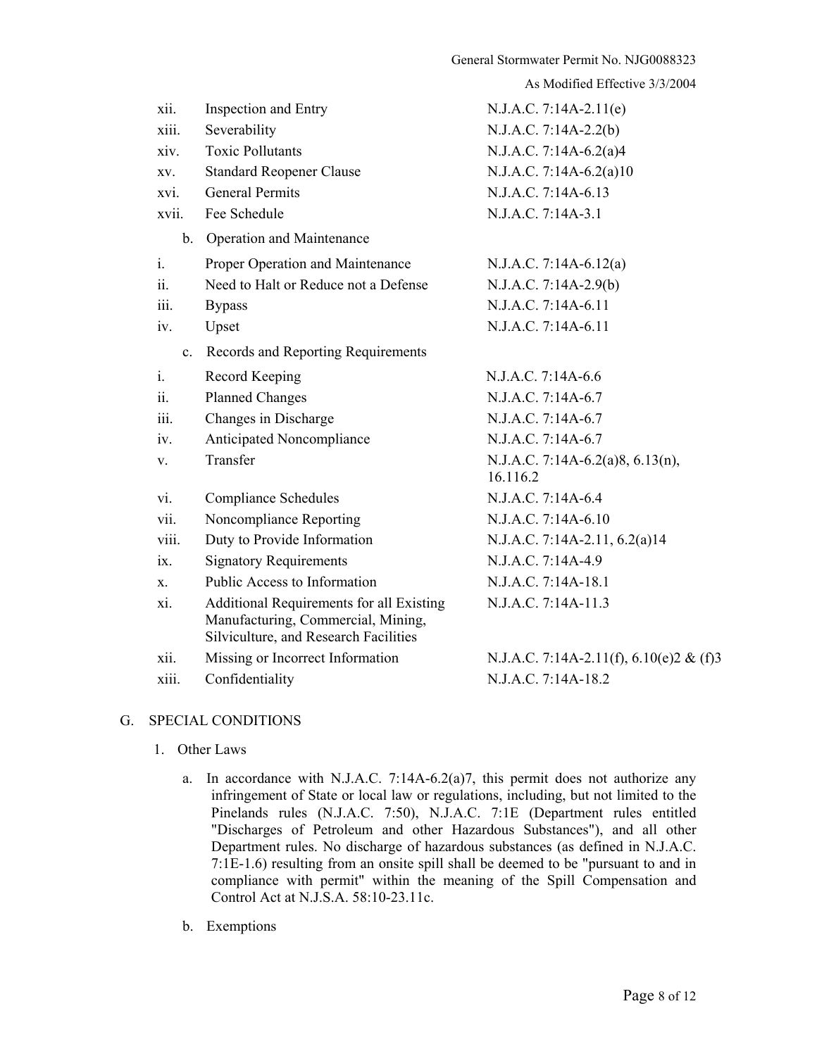| | | |
|---|---|---|
| xii. | Inspection and Entry | N.J.A.C. 7:14A-2.11(e) |
| xiii. | Severability | N.J.A.C. 7:14A-2.2(b) |
| xiv. | Toxic Pollutants | N.J.A.C. 7:14A-6.2(a)4 |
| xv. | Standard Reopener Clause | N.J.A.C. 7:14A-6.2(a)10 |
| xvi. | General Permits | N.J.A.C. 7:14A-6.13 |
| xvii. | Fee Schedule | N.J.A.C. 7:14A-3.1 |

b. Operation and Maintenance

| | | |
|---|---|---|
| i. | Proper Operation and Maintenance | N.J.A.C. 7:14A-6.12(a) |
| ii. | Need to Halt or Reduce not a Defense | N.J.A.C. 7:14A-2.9(b) |
| iii. | Bypass | N.J.A.C. 7:14A-6.11 |
| iv. | Upset | N.J.A.C. 7:14A-6.11 |

c. Records and Reporting Requirements

| | | |
|---|---|---|
| i. | Record Keeping | N.J.A.C. 7:14A-6.6 |
| ii. | Planned Changes | N.J.A.C. 7:14A-6.7 |
| iii. | Changes in Discharge | N.J.A.C. 7:14A-6.7 |
| iv. | Anticipated Noncompliance | N.J.A.C. 7:14A-6.7 |
| v. | Transfer | N.J.A.C. 7:14A-6.2(a)8, 6.13(n), 16.116.2 |
| vi. | Compliance Schedules | N.J.A.C. 7:14A-6.4 |
| vii. | Noncompliance Reporting | N.J.A.C. 7:14A-6.10 |
| viii. | Duty to Provide Information | N.J.A.C. 7:14A-2.11, 6.2(a)14 |
| ix. | Signatory Requirements | N.J.A.C. 7:14A-4.9 |
| x. | Public Access to Information | N.J.A.C. 7:14A-18.1 |
| xi. | Additional Requirements for all Existing Manufacturing, Commercial, Mining, Silviculture, and Research Facilities | N.J.A.C. 7:14A-11.3 |
| xii. | Missing or Incorrect Information | N.J.A.C. 7:14A-2.11(f), 6.10(e)2 & (f)3 |
| xiii. | Confidentiality | N.J.A.C. 7:14A-18.2 |

G. SPECIAL CONDITIONS

1. Other Laws

   a. In accordance with N.J.A.C. 7:14A-6.2(a)7, this permit does not authorize any infringement of State or local law or regulations, including, but not limited to the Pinelands rules (N.J.A.C. 7:50), N.J.A.C. 7:1E (Department rules entitled "Discharges of Petroleum and other Hazardous Substances"), and all other Department rules. No discharge of hazardous substances (as defined in N.J.A.C. 7:1E-1.6) resulting from an onsite spill shall be deemed to be "pursuant to and in compliance with permit" within the meaning of the Spill Compensation and Control Act at N.J.S.A. 58:10-23.11c.

   b. Exemptions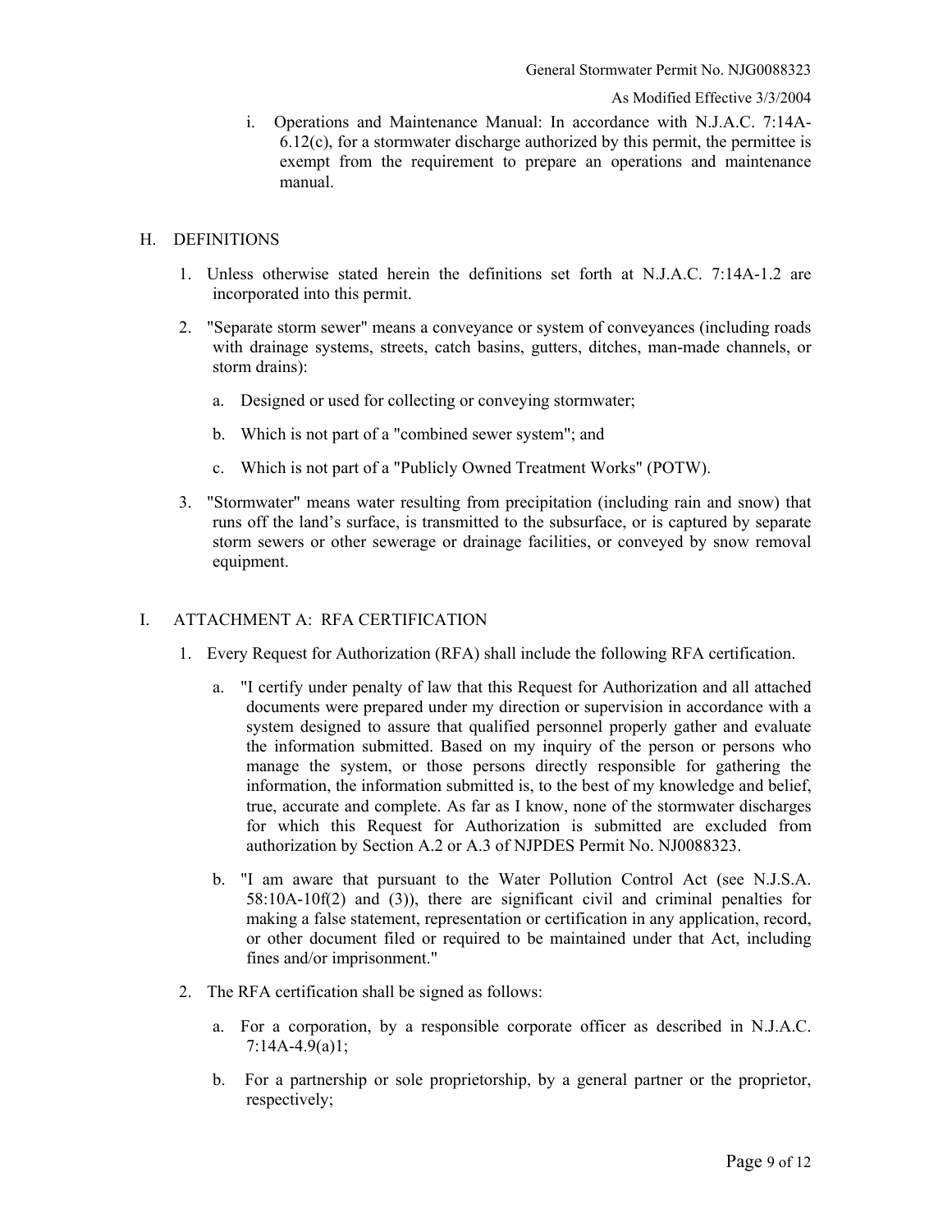i. Operations and Maintenance Manual: In accordance with N.J.A.C. 7:14A-6.12(c), for a stormwater discharge authorized by this permit, the permittee is exempt from the requirement to prepare an operations and maintenance manual.

## H. DEFINITIONS

1. Unless otherwise stated herein the definitions set forth at N.J.A.C. 7:14A-1.2 are incorporated into this permit.

2. "Separate storm sewer" means a conveyance or system of conveyances (including roads with drainage systems, streets, catch basins, gutters, ditches, man-made channels, or storm drains):

   a. Designed or used for collecting or conveying stormwater;

   b. Which is not part of a "combined sewer system"; and

   c. Which is not part of a "Publicly Owned Treatment Works" (POTW).

3. "Stormwater" means water resulting from precipitation (including rain and snow) that runs off the land's surface, is transmitted to the subsurface, or is captured by separate storm sewers or other sewerage or drainage facilities, or conveyed by snow removal equipment.

## I. ATTACHMENT A: RFA CERTIFICATION

1. Every Request for Authorization (RFA) shall include the following RFA certification.

   a. "I certify under penalty of law that this Request for Authorization and all attached documents were prepared under my direction or supervision in accordance with a system designed to assure that qualified personnel properly gather and evaluate the information submitted. Based on my inquiry of the person or persons who manage the system, or those persons directly responsible for gathering the information, the information submitted is, to the best of my knowledge and belief, true, accurate and complete. As far as I know, none of the stormwater discharges for which this Request for Authorization is submitted are excluded from authorization by Section A.2 or A.3 of NJPDES Permit No. NJ0088323.

   b. "I am aware that pursuant to the Water Pollution Control Act (see N.J.S.A. 58:10A-10f(2) and (3)), there are significant civil and criminal penalties for making a false statement, representation or certification in any application, record, or other document filed or required to be maintained under that Act, including fines and/or imprisonment."

2. The RFA certification shall be signed as follows:

   a. For a corporation, by a responsible corporate officer as described in N.J.A.C. 7:14A-4.9(a)1;

   b. For a partnership or sole proprietorship, by a general partner or the proprietor, respectively;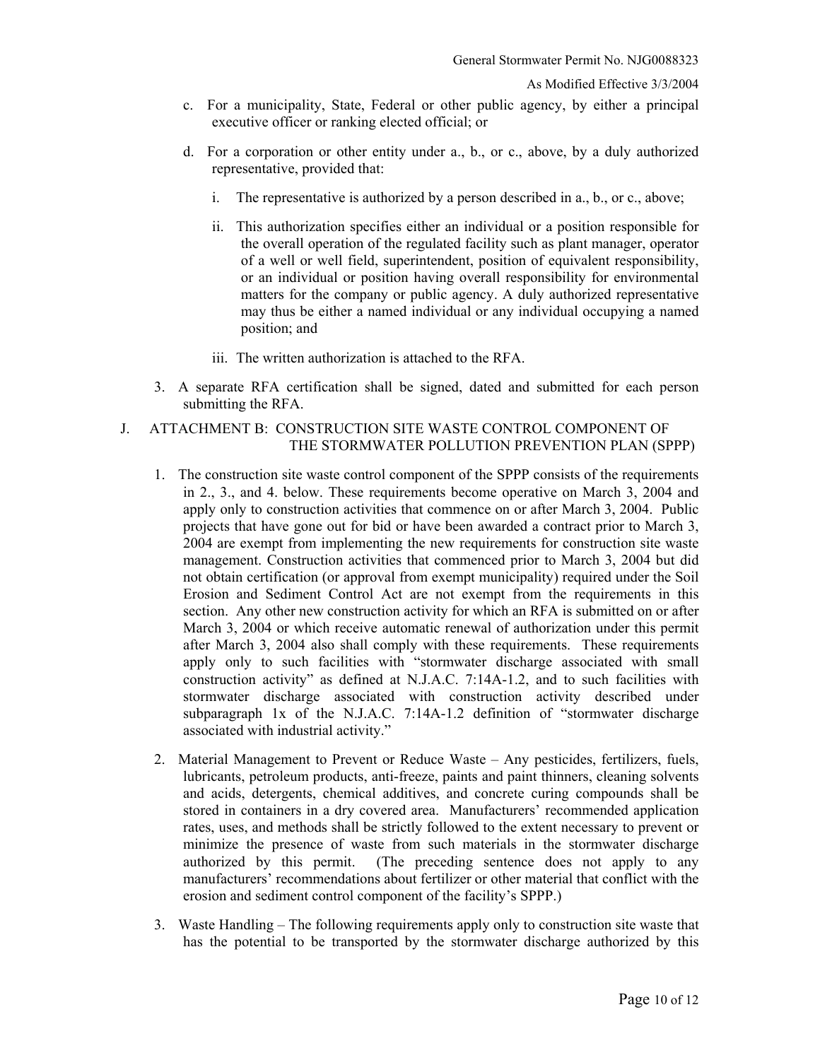c. For a municipality, State, Federal or other public agency, by either a principal executive officer or ranking elected official; or

d. For a corporation or other entity under a., b., or c., above, by a duly authorized representative, provided that:

   i. The representative is authorized by a person described in a., b., or c., above;

   ii. This authorization specifies either an individual or a position responsible for the overall operation of the regulated facility such as plant manager, operator of a well or well field, superintendent, position of equivalent responsibility, or an individual or position having overall responsibility for environmental matters for the company or public agency. A duly authorized representative may thus be either a named individual or any individual occupying a named position; and

   iii. The written authorization is attached to the RFA.

3. A separate RFA certification shall be signed, dated and submitted for each person submitting the RFA.

## J. ATTACHMENT B: CONSTRUCTION SITE WASTE CONTROL COMPONENT OF THE STORMWATER POLLUTION PREVENTION PLAN (SPPP)

1. The construction site waste control component of the SPPP consists of the requirements in 2., 3., and 4. below. These requirements become operative on March 3, 2004 and apply only to construction activities that commence on or after March 3, 2004. Public projects that have gone out for bid or have been awarded a contract prior to March 3, 2004 are exempt from implementing the new requirements for construction site waste management. Construction activities that commenced prior to March 3, 2004 but did not obtain certification (or approval from exempt municipality) required under the Soil Erosion and Sediment Control Act are not exempt from the requirements in this section. Any other new construction activity for which an RFA is submitted on or after March 3, 2004 or which receive automatic renewal of authorization under this permit after March 3, 2004 also shall comply with these requirements. These requirements apply only to such facilities with "stormwater discharge associated with small construction activity" as defined at N.J.A.C. 7:14A-1.2, and to such facilities with stormwater discharge associated with construction activity described under subparagraph 1x of the N.J.A.C. 7:14A-1.2 definition of "stormwater discharge associated with industrial activity."

2. Material Management to Prevent or Reduce Waste – Any pesticides, fertilizers, fuels, lubricants, petroleum products, anti-freeze, paints and paint thinners, cleaning solvents and acids, detergents, chemical additives, and concrete curing compounds shall be stored in containers in a dry covered area. Manufacturers' recommended application rates, uses, and methods shall be strictly followed to the extent necessary to prevent or minimize the presence of waste from such materials in the stormwater discharge authorized by this permit. (The preceding sentence does not apply to any manufacturers' recommendations about fertilizer or other material that conflict with the erosion and sediment control component of the facility's SPPP.)

3. Waste Handling – The following requirements apply only to construction site waste that has the potential to be transported by the stormwater discharge authorized by this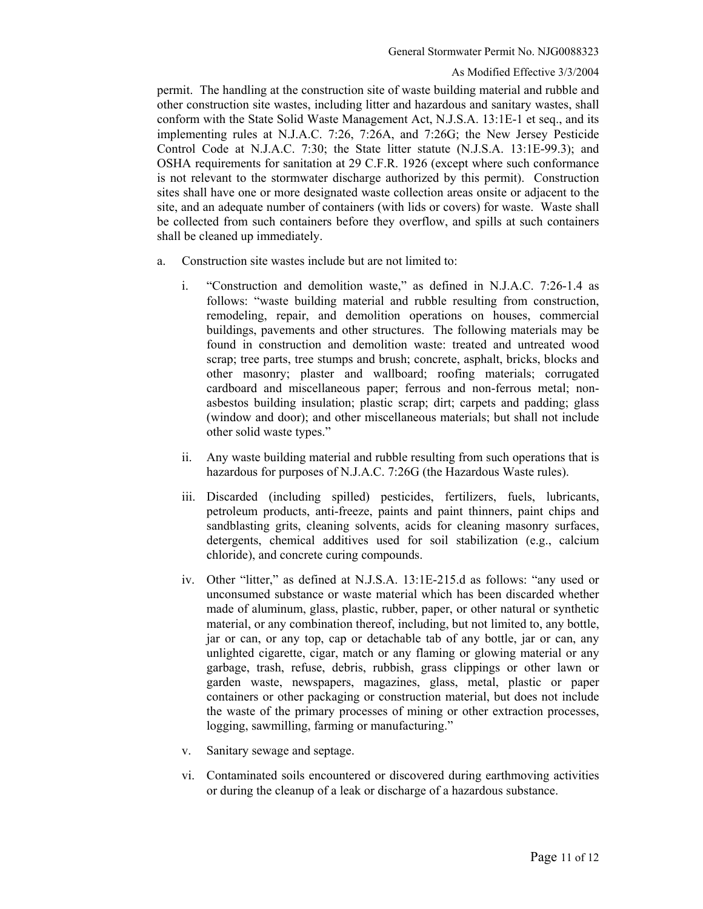permit. The handling at the construction site of waste building material and rubble and other construction site wastes, including litter and hazardous and sanitary wastes, shall conform with the State Solid Waste Management Act, N.J.S.A. 13:1E-1 et seq., and its implementing rules at N.J.A.C. 7:26, 7:26A, and 7:26G; the New Jersey Pesticide Control Code at N.J.A.C. 7:30; the State litter statute (N.J.S.A. 13:1E-99.3); and OSHA requirements for sanitation at 29 C.F.R. 1926 (except where such conformance is not relevant to the stormwater discharge authorized by this permit). Construction sites shall have one or more designated waste collection areas onsite or adjacent to the site, and an adequate number of containers (with lids or covers) for waste. Waste shall be collected from such containers before they overflow, and spills at such containers shall be cleaned up immediately.

a. Construction site wastes include but are not limited to:

   i. "Construction and demolition waste," as defined in N.J.A.C. 7:26-1.4 as follows: "waste building material and rubble resulting from construction, remodeling, repair, and demolition operations on houses, commercial buildings, pavements and other structures. The following materials may be found in construction and demolition waste: treated and untreated wood scrap; tree parts, tree stumps and brush; concrete, asphalt, bricks, blocks and other masonry; plaster and wallboard; roofing materials; corrugated cardboard and miscellaneous paper; ferrous and non-ferrous metal; non-asbestos building insulation; plastic scrap; dirt; carpets and padding; glass (window and door); and other miscellaneous materials; but shall not include other solid waste types."

   ii. Any waste building material and rubble resulting from such operations that is hazardous for purposes of N.J.A.C. 7:26G (the Hazardous Waste rules).

   iii. Discarded (including spilled) pesticides, fertilizers, fuels, lubricants, petroleum products, anti-freeze, paints and paint thinners, paint chips and sandblasting grits, cleaning solvents, acids for cleaning masonry surfaces, detergents, chemical additives used for soil stabilization (e.g., calcium chloride), and concrete curing compounds.

   iv. Other "litter," as defined at N.J.S.A. 13:1E-215.d as follows: "any used or unconsumed substance or waste material which has been discarded whether made of aluminum, glass, plastic, rubber, paper, or other natural or synthetic material, or any combination thereof, including, but not limited to, any bottle, jar or can, or any top, cap or detachable tab of any bottle, jar or can, any unlighted cigarette, cigar, match or any flaming or glowing material or any garbage, trash, refuse, debris, rubbish, grass clippings or other lawn or garden waste, newspapers, magazines, glass, metal, plastic or paper containers or other packaging or construction material, but does not include the waste of the primary processes of mining or other extraction processes, logging, sawmilling, farming or manufacturing."

   v. Sanitary sewage and septage.

   vi. Contaminated soils encountered or discovered during earthmoving activities or during the cleanup of a leak or discharge of a hazardous substance.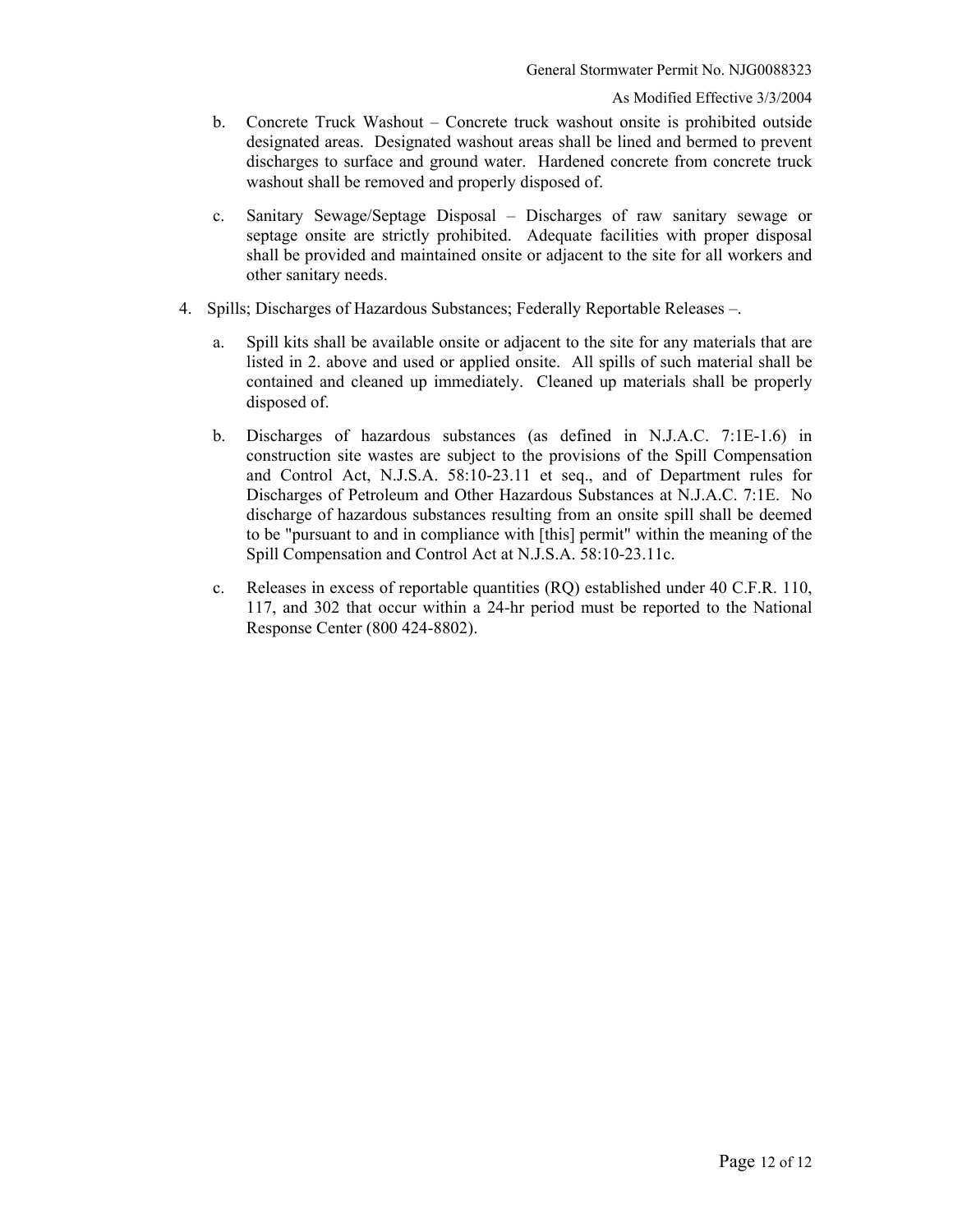b. Concrete Truck Washout – Concrete truck washout onsite is prohibited outside designated areas. Designated washout areas shall be lined and bermed to prevent discharges to surface and ground water. Hardened concrete from concrete truck washout shall be removed and properly disposed of.

c. Sanitary Sewage/Septage Disposal – Discharges of raw sanitary sewage or septage onsite are strictly prohibited. Adequate facilities with proper disposal shall be provided and maintained onsite or adjacent to the site for all workers and other sanitary needs.

4. Spills; Discharges of Hazardous Substances; Federally Reportable Releases –.

   a. Spill kits shall be available onsite or adjacent to the site for any materials that are listed in 2. above and used or applied onsite. All spills of such material shall be contained and cleaned up immediately. Cleaned up materials shall be properly disposed of.

   b. Discharges of hazardous substances (as defined in N.J.A.C. 7:1E-1.6) in construction site wastes are subject to the provisions of the Spill Compensation and Control Act, N.J.S.A. 58:10-23.11 et seq., and of Department rules for Discharges of Petroleum and Other Hazardous Substances at N.J.A.C. 7:1E. No discharge of hazardous substances resulting from an onsite spill shall be deemed to be "pursuant to and in compliance with [this] permit" within the meaning of the Spill Compensation and Control Act at N.J.S.A. 58:10-23.11c.

   c. Releases in excess of reportable quantities (RQ) established under 40 C.F.R. 110, 117, and 302 that occur within a 24-hr period must be reported to the National Response Center (800 424-8802).